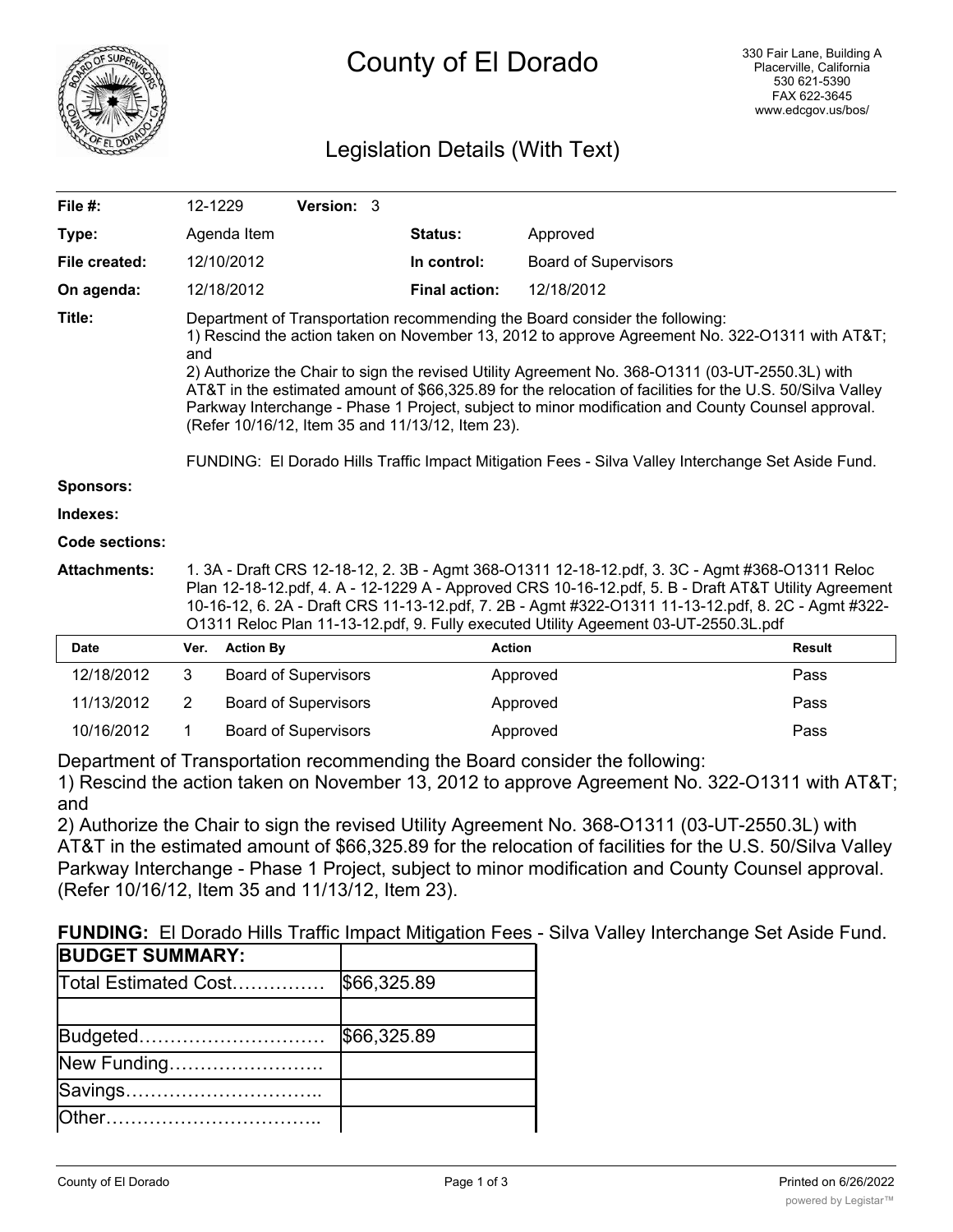# County of El Dorado

330 Fair Lane, Building A
Placerville, California
530 621-5390
FAX 622-3645
www.edcgov.us/bos/

## Legislation Details (With Text)

| | | | | |
|---|---|---|---|---|
| **File #:** | 12-1229 | **Version:** 3 | | |
| **Type:** | Agenda Item | | **Status:** | Approved |
| **File created:** | 12/10/2012 | | **In control:** | Board of Supervisors |
| **On agenda:** | 12/18/2012 | | **Final action:** | 12/18/2012 |

**Title:** Department of Transportation recommending the Board consider the following:
1) Rescind the action taken on November 13, 2012 to approve Agreement No. 322-O1311 with AT&T; and
2) Authorize the Chair to sign the revised Utility Agreement No. 368-O1311 (03-UT-2550.3L) with AT&T in the estimated amount of $66,325.89 for the relocation of facilities for the U.S. 50/Silva Valley Parkway Interchange - Phase 1 Project, subject to minor modification and County Counsel approval. (Refer 10/16/12, Item 35 and 11/13/12, Item 23).

FUNDING: El Dorado Hills Traffic Impact Mitigation Fees - Silva Valley Interchange Set Aside Fund.

**Sponsors:**

**Indexes:**

**Code sections:**

**Attachments:** 1. 3A - Draft CRS 12-18-12, 2. 3B - Agmt 368-O1311 12-18-12.pdf, 3. 3C - Agmt #368-O1311 Reloc Plan 12-18-12.pdf, 4. A - 12-1229 A - Approved CRS 10-16-12.pdf, 5. B - Draft AT&T Utility Agreement 10-16-12, 6. 2A - Draft CRS 11-13-12.pdf, 7. 2B - Agmt #322-O1311 11-13-12.pdf, 8. 2C - Agmt #322-O1311 Reloc Plan 11-13-12.pdf, 9. Fully executed Utility Ageement 03-UT-2550.3L.pdf

| Date | Ver. | Action By | Action | Result |
|---|---|---|---|---|
| 12/18/2012 | 3 | Board of Supervisors | Approved | Pass |
| 11/13/2012 | 2 | Board of Supervisors | Approved | Pass |
| 10/16/2012 | 1 | Board of Supervisors | Approved | Pass |

Department of Transportation recommending the Board consider the following:
1) Rescind the action taken on November 13, 2012 to approve Agreement No. 322-O1311 with AT&T; and
2) Authorize the Chair to sign the revised Utility Agreement No. 368-O1311 (03-UT-2550.3L) with AT&T in the estimated amount of $66,325.89 for the relocation of facilities for the U.S. 50/Silva Valley Parkway Interchange - Phase 1 Project, subject to minor modification and County Counsel approval. (Refer 10/16/12, Item 35 and 11/13/12, Item 23).

**FUNDING:** El Dorado Hills Traffic Impact Mitigation Fees - Silva Valley Interchange Set Aside Fund.

| **BUDGET SUMMARY:** | |
|---|---|
| Total Estimated Cost…………… | $66,325.89 |
| | |
| Budgeted………………………… | $66,325.89 |
| New Funding……………………. | |
| Savings………………………….. | |
| Other…………………………….. | |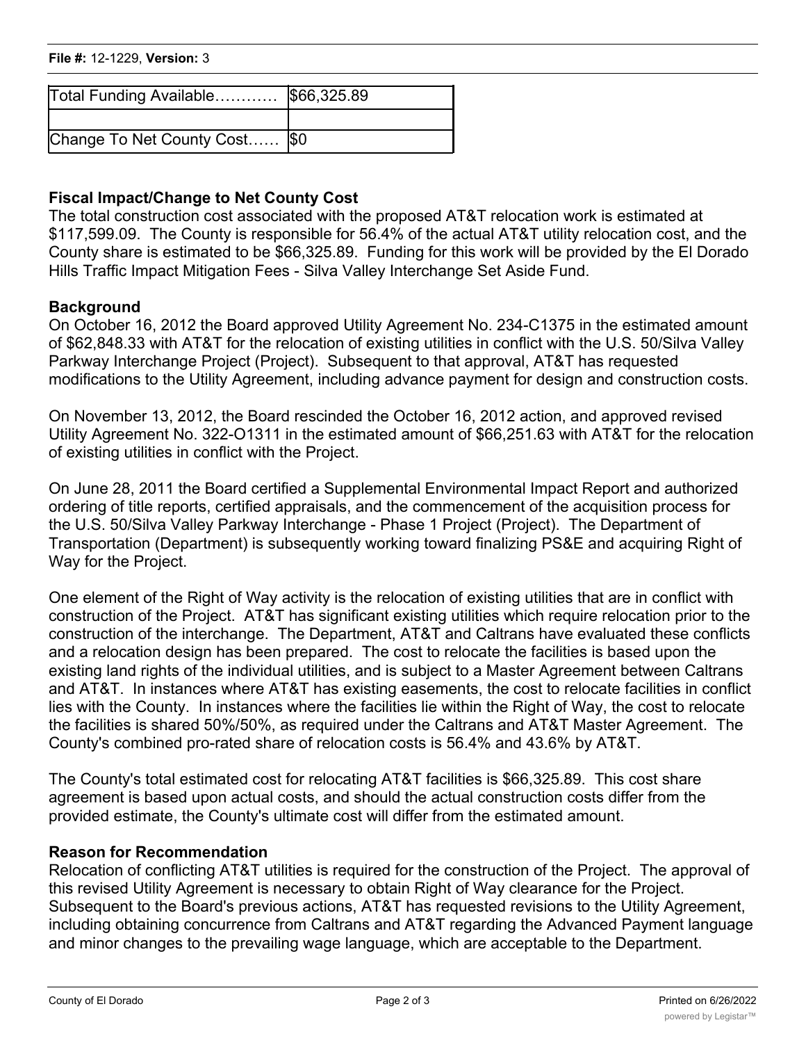| Total Funding Available………… | $66,325.89 |
| --- | --- |
| | |
| Change To Net County Cost…… | $0 |

**Fiscal Impact/Change to Net County Cost**

The total construction cost associated with the proposed AT&T relocation work is estimated at $117,599.09. The County is responsible for 56.4% of the actual AT&T utility relocation cost, and the County share is estimated to be $66,325.89. Funding for this work will be provided by the El Dorado Hills Traffic Impact Mitigation Fees - Silva Valley Interchange Set Aside Fund.

**Background**

On October 16, 2012 the Board approved Utility Agreement No. 234-C1375 in the estimated amount of $62,848.33 with AT&T for the relocation of existing utilities in conflict with the U.S. 50/Silva Valley Parkway Interchange Project (Project). Subsequent to that approval, AT&T has requested modifications to the Utility Agreement, including advance payment for design and construction costs.

On November 13, 2012, the Board rescinded the October 16, 2012 action, and approved revised Utility Agreement No. 322-O1311 in the estimated amount of $66,251.63 with AT&T for the relocation of existing utilities in conflict with the Project.

On June 28, 2011 the Board certified a Supplemental Environmental Impact Report and authorized ordering of title reports, certified appraisals, and the commencement of the acquisition process for the U.S. 50/Silva Valley Parkway Interchange - Phase 1 Project (Project). The Department of Transportation (Department) is subsequently working toward finalizing PS&E and acquiring Right of Way for the Project.

One element of the Right of Way activity is the relocation of existing utilities that are in conflict with construction of the Project. AT&T has significant existing utilities which require relocation prior to the construction of the interchange. The Department, AT&T and Caltrans have evaluated these conflicts and a relocation design has been prepared. The cost to relocate the facilities is based upon the existing land rights of the individual utilities, and is subject to a Master Agreement between Caltrans and AT&T. In instances where AT&T has existing easements, the cost to relocate facilities in conflict lies with the County. In instances where the facilities lie within the Right of Way, the cost to relocate the facilities is shared 50%/50%, as required under the Caltrans and AT&T Master Agreement. The County's combined pro-rated share of relocation costs is 56.4% and 43.6% by AT&T.

The County's total estimated cost for relocating AT&T facilities is $66,325.89. This cost share agreement is based upon actual costs, and should the actual construction costs differ from the provided estimate, the County's ultimate cost will differ from the estimated amount.

**Reason for Recommendation**

Relocation of conflicting AT&T utilities is required for the construction of the Project. The approval of this revised Utility Agreement is necessary to obtain Right of Way clearance for the Project. Subsequent to the Board's previous actions, AT&T has requested revisions to the Utility Agreement, including obtaining concurrence from Caltrans and AT&T regarding the Advanced Payment language and minor changes to the prevailing wage language, which are acceptable to the Department.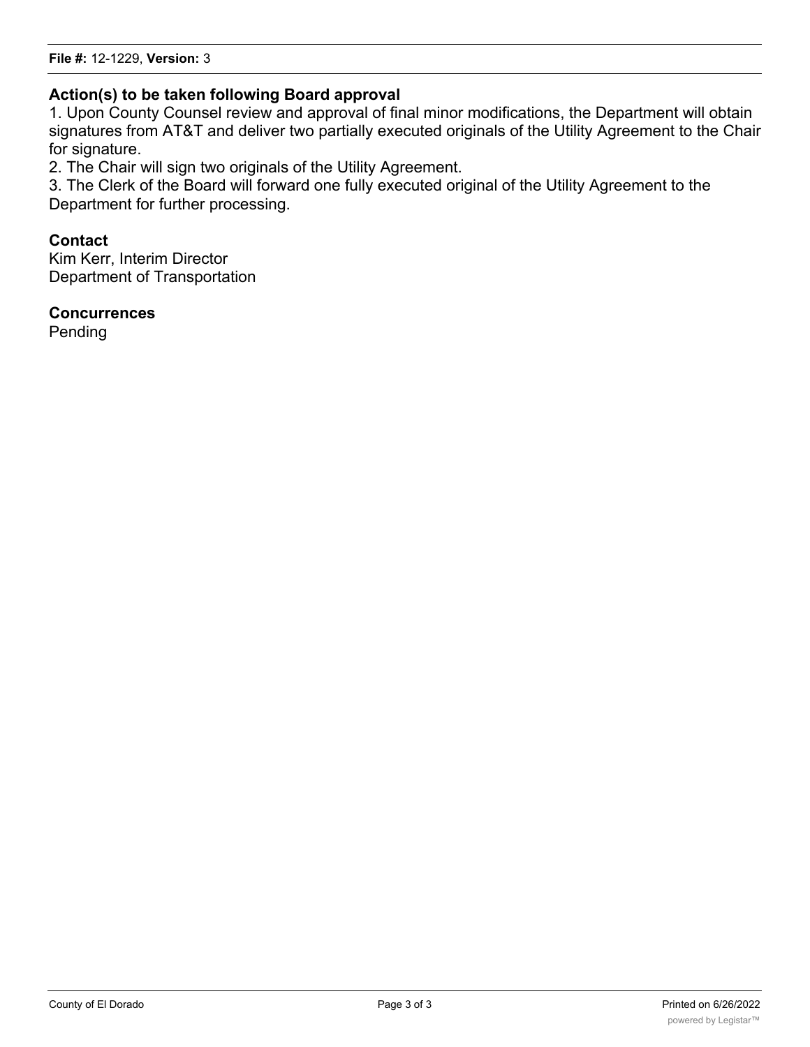## Action(s) to be taken following Board approval

1. Upon County Counsel review and approval of final minor modifications, the Department will obtain signatures from AT&T and deliver two partially executed originals of the Utility Agreement to the Chair for signature.
2. The Chair will sign two originals of the Utility Agreement.
3. The Clerk of the Board will forward one fully executed original of the Utility Agreement to the Department for further processing.

## Contact

Kim Kerr, Interim Director
Department of Transportation

## Concurrences

Pending